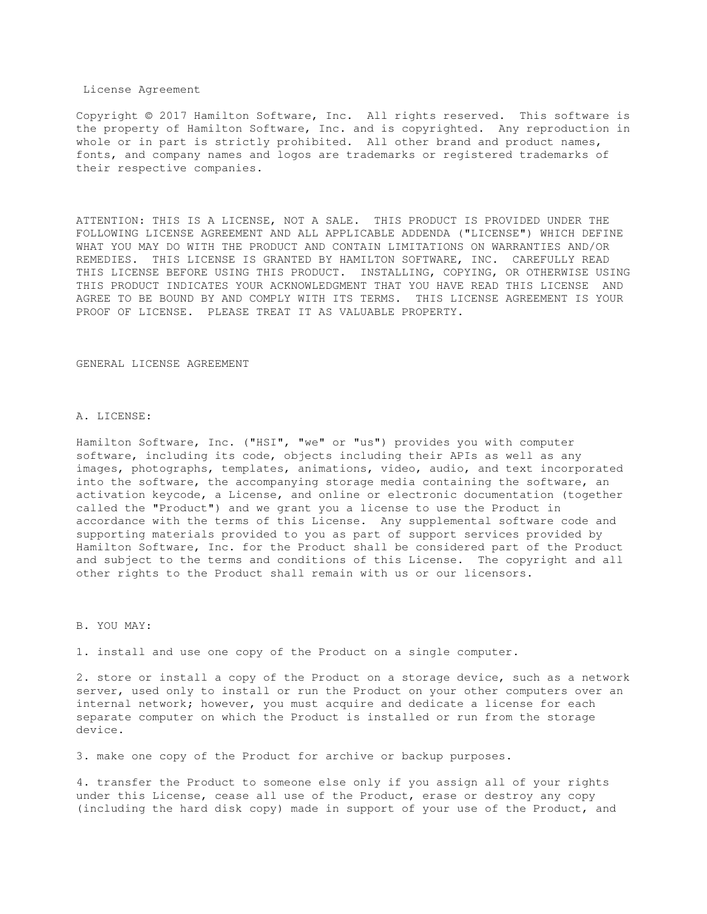# License Agreement

Copyright © 2017 Hamilton Software, Inc. All rights reserved. This software is the property of Hamilton Software, Inc. and is copyrighted. Any reproduction in whole or in part is strictly prohibited. All other brand and product names, fonts, and company names and logos are trademarks or registered trademarks of their respective companies.

ATTENTION: THIS IS A LICENSE, NOT A SALE. THIS PRODUCT IS PROVIDED UNDER THE FOLLOWING LICENSE AGREEMENT AND ALL APPLICABLE ADDENDA ("LICENSE") WHICH DEFINE WHAT YOU MAY DO WITH THE PRODUCT AND CONTAIN LIMITATIONS ON WARRANTIES AND/OR REMEDIES. THIS LICENSE IS GRANTED BY HAMILTON SOFTWARE, INC. CAREFULLY READ THIS LICENSE BEFORE USING THIS PRODUCT. INSTALLING, COPYING, OR OTHERWISE USING THIS PRODUCT INDICATES YOUR ACKNOWLEDGMENT THAT YOU HAVE READ THIS LICENSE AND AGREE TO BE BOUND BY AND COMPLY WITH ITS TERMS. THIS LICENSE AGREEMENT IS YOUR PROOF OF LICENSE. PLEASE TREAT IT AS VALUABLE PROPERTY.

## GENERAL LICENSE AGREEMENT

### A. LICENSE:

Hamilton Software, Inc. ("HSI", "we" or "us") provides you with computer software, including its code, objects including their APIs as well as any images, photographs, templates, animations, video, audio, and text incorporated into the software, the accompanying storage media containing the software, an activation keycode, a License, and online or electronic documentation (together called the "Product") and we grant you a license to use the Product in accordance with the terms of this License. Any supplemental software code and supporting materials provided to you as part of support services provided by Hamilton Software, Inc. for the Product shall be considered part of the Product and subject to the terms and conditions of this License. The copyright and all other rights to the Product shall remain with us or our licensors.

### B. YOU MAY:

1. install and use one copy of the Product on a single computer.

2. store or install a copy of the Product on a storage device, such as a network server, used only to install or run the Product on your other computers over an internal network; however, you must acquire and dedicate a license for each separate computer on which the Product is installed or run from the storage device.

3. make one copy of the Product for archive or backup purposes.

4. transfer the Product to someone else only if you assign all of your rights under this License, cease all use of the Product, erase or destroy any copy (including the hard disk copy) made in support of your use of the Product, and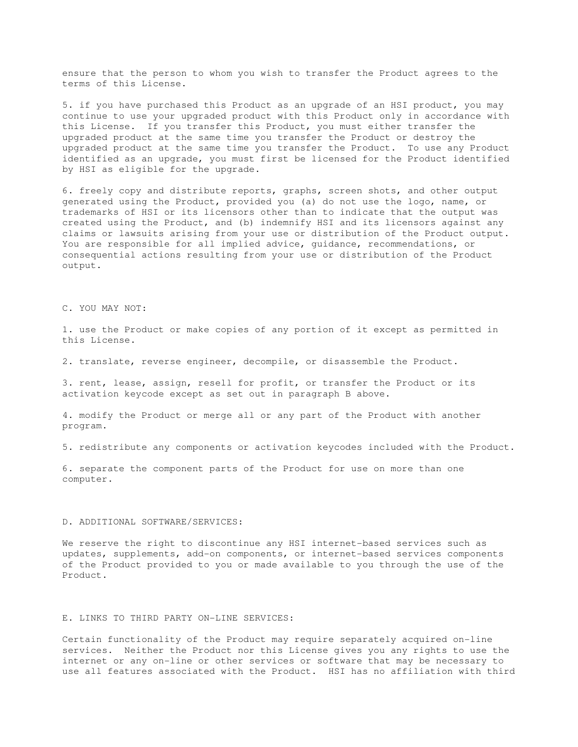ensure that the person to whom you wish to transfer the Product agrees to the terms of this License.

5. if you have purchased this Product as an upgrade of an HSI product, you may continue to use your upgraded product with this Product only in accordance with this License. If you transfer this Product, you must either transfer the upgraded product at the same time you transfer the Product or destroy the upgraded product at the same time you transfer the Product. To use any Product identified as an upgrade, you must first be licensed for the Product identified by HSI as eligible for the upgrade.

6. freely copy and distribute reports, graphs, screen shots, and other output generated using the Product, provided you (a) do not use the logo, name, or trademarks of HSI or its licensors other than to indicate that the output was created using the Product, and (b) indemnify HSI and its licensors against any claims or lawsuits arising from your use or distribution of the Product output. You are responsible for all implied advice, guidance, recommendations, or consequential actions resulting from your use or distribution of the Product output.

C. YOU MAY NOT:

1. use the Product or make copies of any portion of it except as permitted in this License.

2. translate, reverse engineer, decompile, or disassemble the Product.

3. rent, lease, assign, resell for profit, or transfer the Product or its activation keycode except as set out in paragraph B above.

4. modify the Product or merge all or any part of the Product with another program.

5. redistribute any components or activation keycodes included with the Product.

6. separate the component parts of the Product for use on more than one computer.

D. ADDITIONAL SOFTWARE/SERVICES:

We reserve the right to discontinue any HSI internet-based services such as updates, supplements, add-on components, or internet-based services components of the Product provided to you or made available to you through the use of the Product.

E. LINKS TO THIRD PARTY ON-LINE SERVICES:

Certain functionality of the Product may require separately acquired on-line services. Neither the Product nor this License gives you any rights to use the internet or any on-line or other services or software that may be necessary to use all features associated with the Product. HSI has no affiliation with third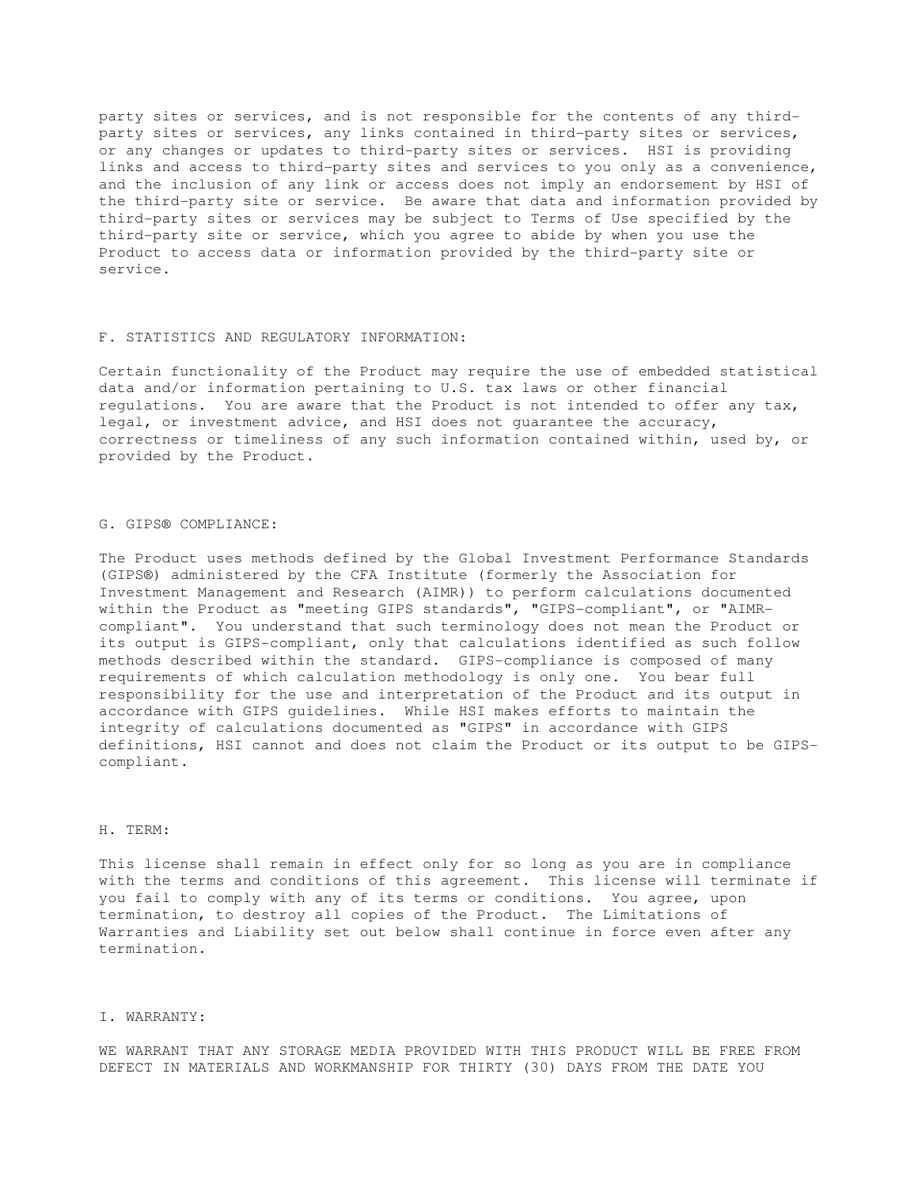party sites or services, and is not responsible for the contents of any third-party sites or services, any links contained in third-party sites or services, or any changes or updates to third-party sites or services. HSI is providing links and access to third-party sites and services to you only as a convenience, and the inclusion of any link or access does not imply an endorsement by HSI of the third-party site or service. Be aware that data and information provided by third-party sites or services may be subject to Terms of Use specified by the third-party site or service, which you agree to abide by when you use the Product to access data or information provided by the third-party site or service.

## F. STATISTICS AND REGULATORY INFORMATION:

Certain functionality of the Product may require the use of embedded statistical data and/or information pertaining to U.S. tax laws or other financial regulations. You are aware that the Product is not intended to offer any tax, legal, or investment advice, and HSI does not guarantee the accuracy, correctness or timeliness of any such information contained within, used by, or provided by the Product.

## G. GIPS® COMPLIANCE:

The Product uses methods defined by the Global Investment Performance Standards (GIPS®) administered by the CFA Institute (formerly the Association for Investment Management and Research (AIMR)) to perform calculations documented within the Product as "meeting GIPS standards", "GIPS-compliant", or "AIMR-compliant". You understand that such terminology does not mean the Product or its output is GIPS-compliant, only that calculations identified as such follow methods described within the standard. GIPS-compliance is composed of many requirements of which calculation methodology is only one. You bear full responsibility for the use and interpretation of the Product and its output in accordance with GIPS guidelines. While HSI makes efforts to maintain the integrity of calculations documented as "GIPS" in accordance with GIPS definitions, HSI cannot and does not claim the Product or its output to be GIPS-compliant.

## H. TERM:

This license shall remain in effect only for so long as you are in compliance with the terms and conditions of this agreement. This license will terminate if you fail to comply with any of its terms or conditions. You agree, upon termination, to destroy all copies of the Product. The Limitations of Warranties and Liability set out below shall continue in force even after any termination.

## I. WARRANTY:

WE WARRANT THAT ANY STORAGE MEDIA PROVIDED WITH THIS PRODUCT WILL BE FREE FROM DEFECT IN MATERIALS AND WORKMANSHIP FOR THIRTY (30) DAYS FROM THE DATE YOU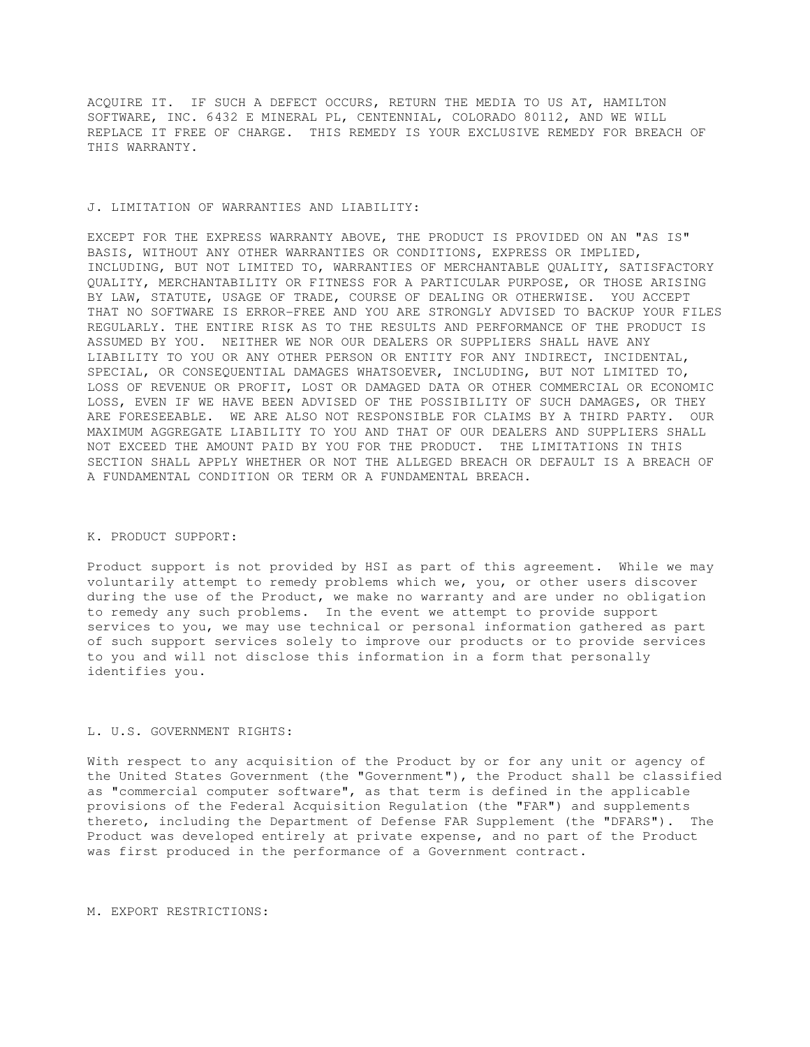ACQUIRE IT. IF SUCH A DEFECT OCCURS, RETURN THE MEDIA TO US AT, HAMILTON SOFTWARE, INC. 6432 E MINERAL PL, CENTENNIAL, COLORADO 80112, AND WE WILL REPLACE IT FREE OF CHARGE. THIS REMEDY IS YOUR EXCLUSIVE REMEDY FOR BREACH OF THIS WARRANTY.

J. LIMITATION OF WARRANTIES AND LIABILITY:

EXCEPT FOR THE EXPRESS WARRANTY ABOVE, THE PRODUCT IS PROVIDED ON AN "AS IS" BASIS, WITHOUT ANY OTHER WARRANTIES OR CONDITIONS, EXPRESS OR IMPLIED, INCLUDING, BUT NOT LIMITED TO, WARRANTIES OF MERCHANTABLE QUALITY, SATISFACTORY QUALITY, MERCHANTABILITY OR FITNESS FOR A PARTICULAR PURPOSE, OR THOSE ARISING BY LAW, STATUTE, USAGE OF TRADE, COURSE OF DEALING OR OTHERWISE. YOU ACCEPT THAT NO SOFTWARE IS ERROR-FREE AND YOU ARE STRONGLY ADVISED TO BACKUP YOUR FILES REGULARLY. THE ENTIRE RISK AS TO THE RESULTS AND PERFORMANCE OF THE PRODUCT IS ASSUMED BY YOU. NEITHER WE NOR OUR DEALERS OR SUPPLIERS SHALL HAVE ANY LIABILITY TO YOU OR ANY OTHER PERSON OR ENTITY FOR ANY INDIRECT, INCIDENTAL, SPECIAL, OR CONSEQUENTIAL DAMAGES WHATSOEVER, INCLUDING, BUT NOT LIMITED TO, LOSS OF REVENUE OR PROFIT, LOST OR DAMAGED DATA OR OTHER COMMERCIAL OR ECONOMIC LOSS, EVEN IF WE HAVE BEEN ADVISED OF THE POSSIBILITY OF SUCH DAMAGES, OR THEY ARE FORESEEABLE. WE ARE ALSO NOT RESPONSIBLE FOR CLAIMS BY A THIRD PARTY. OUR MAXIMUM AGGREGATE LIABILITY TO YOU AND THAT OF OUR DEALERS AND SUPPLIERS SHALL NOT EXCEED THE AMOUNT PAID BY YOU FOR THE PRODUCT. THE LIMITATIONS IN THIS SECTION SHALL APPLY WHETHER OR NOT THE ALLEGED BREACH OR DEFAULT IS A BREACH OF A FUNDAMENTAL CONDITION OR TERM OR A FUNDAMENTAL BREACH.

K. PRODUCT SUPPORT:

Product support is not provided by HSI as part of this agreement. While we may voluntarily attempt to remedy problems which we, you, or other users discover during the use of the Product, we make no warranty and are under no obligation to remedy any such problems. In the event we attempt to provide support services to you, we may use technical or personal information gathered as part of such support services solely to improve our products or to provide services to you and will not disclose this information in a form that personally identifies you.

L. U.S. GOVERNMENT RIGHTS:

With respect to any acquisition of the Product by or for any unit or agency of the United States Government (the "Government"), the Product shall be classified as "commercial computer software", as that term is defined in the applicable provisions of the Federal Acquisition Regulation (the "FAR") and supplements thereto, including the Department of Defense FAR Supplement (the "DFARS"). The Product was developed entirely at private expense, and no part of the Product was first produced in the performance of a Government contract.

M. EXPORT RESTRICTIONS: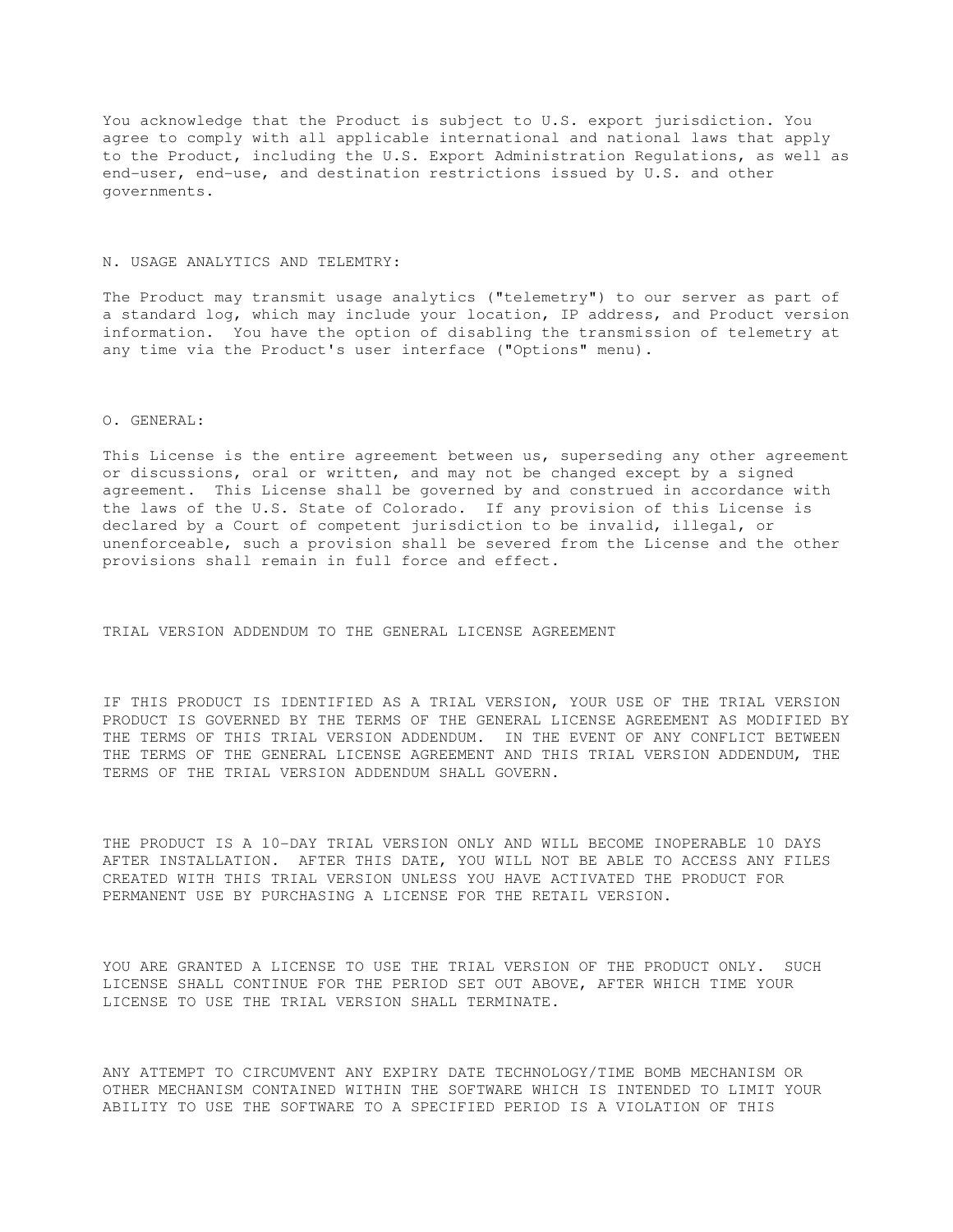You acknowledge that the Product is subject to U.S. export jurisdiction. You agree to comply with all applicable international and national laws that apply to the Product, including the U.S. Export Administration Regulations, as well as end-user, end-use, and destination restrictions issued by U.S. and other governments.

## N. USAGE ANALYTICS AND TELEMTRY:

The Product may transmit usage analytics ("telemetry") to our server as part of a standard log, which may include your location, IP address, and Product version information. You have the option of disabling the transmission of telemetry at any time via the Product's user interface ("Options" menu).

## O. GENERAL:

This License is the entire agreement between us, superseding any other agreement or discussions, oral or written, and may not be changed except by a signed agreement. This License shall be governed by and construed in accordance with the laws of the U.S. State of Colorado. If any provision of this License is declared by a Court of competent jurisdiction to be invalid, illegal, or unenforceable, such a provision shall be severed from the License and the other provisions shall remain in full force and effect.

## TRIAL VERSION ADDENDUM TO THE GENERAL LICENSE AGREEMENT

IF THIS PRODUCT IS IDENTIFIED AS A TRIAL VERSION, YOUR USE OF THE TRIAL VERSION PRODUCT IS GOVERNED BY THE TERMS OF THE GENERAL LICENSE AGREEMENT AS MODIFIED BY THE TERMS OF THIS TRIAL VERSION ADDENDUM. IN THE EVENT OF ANY CONFLICT BETWEEN THE TERMS OF THE GENERAL LICENSE AGREEMENT AND THIS TRIAL VERSION ADDENDUM, THE TERMS OF THE TRIAL VERSION ADDENDUM SHALL GOVERN.

THE PRODUCT IS A 10-DAY TRIAL VERSION ONLY AND WILL BECOME INOPERABLE 10 DAYS AFTER INSTALLATION. AFTER THIS DATE, YOU WILL NOT BE ABLE TO ACCESS ANY FILES CREATED WITH THIS TRIAL VERSION UNLESS YOU HAVE ACTIVATED THE PRODUCT FOR PERMANENT USE BY PURCHASING A LICENSE FOR THE RETAIL VERSION.

YOU ARE GRANTED A LICENSE TO USE THE TRIAL VERSION OF THE PRODUCT ONLY. SUCH LICENSE SHALL CONTINUE FOR THE PERIOD SET OUT ABOVE, AFTER WHICH TIME YOUR LICENSE TO USE THE TRIAL VERSION SHALL TERMINATE.

ANY ATTEMPT TO CIRCUMVENT ANY EXPIRY DATE TECHNOLOGY/TIME BOMB MECHANISM OR OTHER MECHANISM CONTAINED WITHIN THE SOFTWARE WHICH IS INTENDED TO LIMIT YOUR ABILITY TO USE THE SOFTWARE TO A SPECIFIED PERIOD IS A VIOLATION OF THIS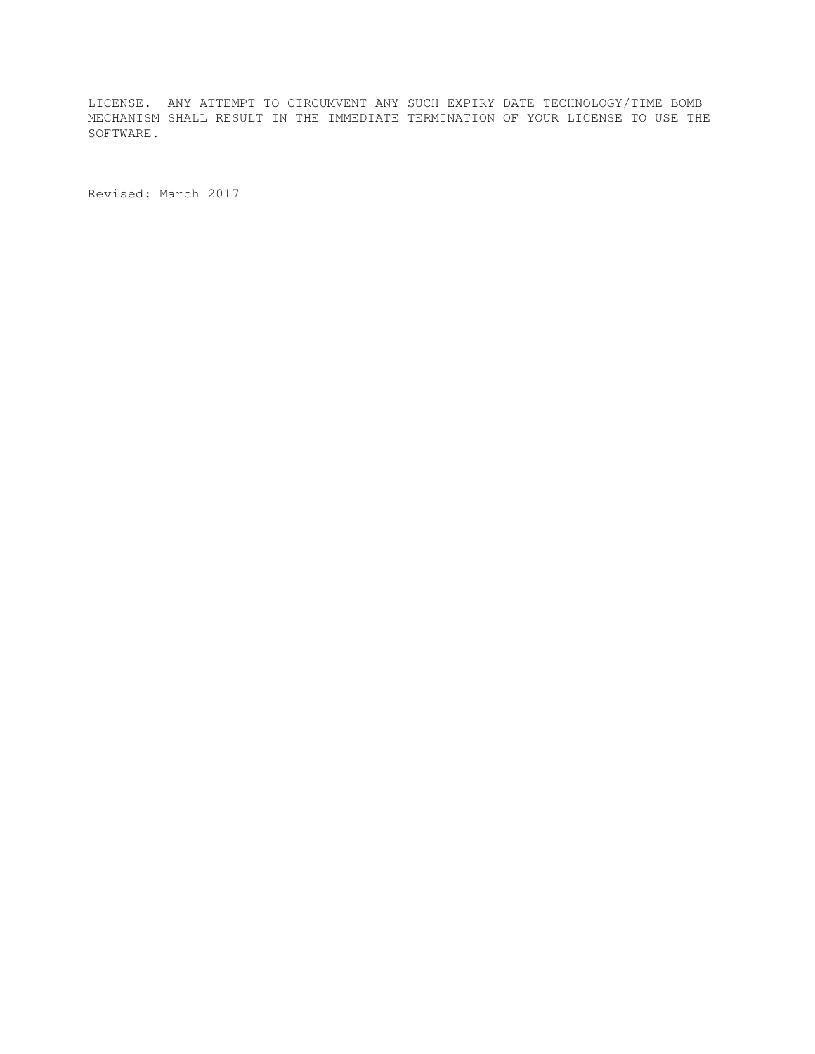LICENSE. ANY ATTEMPT TO CIRCUMVENT ANY SUCH EXPIRY DATE TECHNOLOGY/TIME BOMB MECHANISM SHALL RESULT IN THE IMMEDIATE TERMINATION OF YOUR LICENSE TO USE THE SOFTWARE.

Revised: March 2017